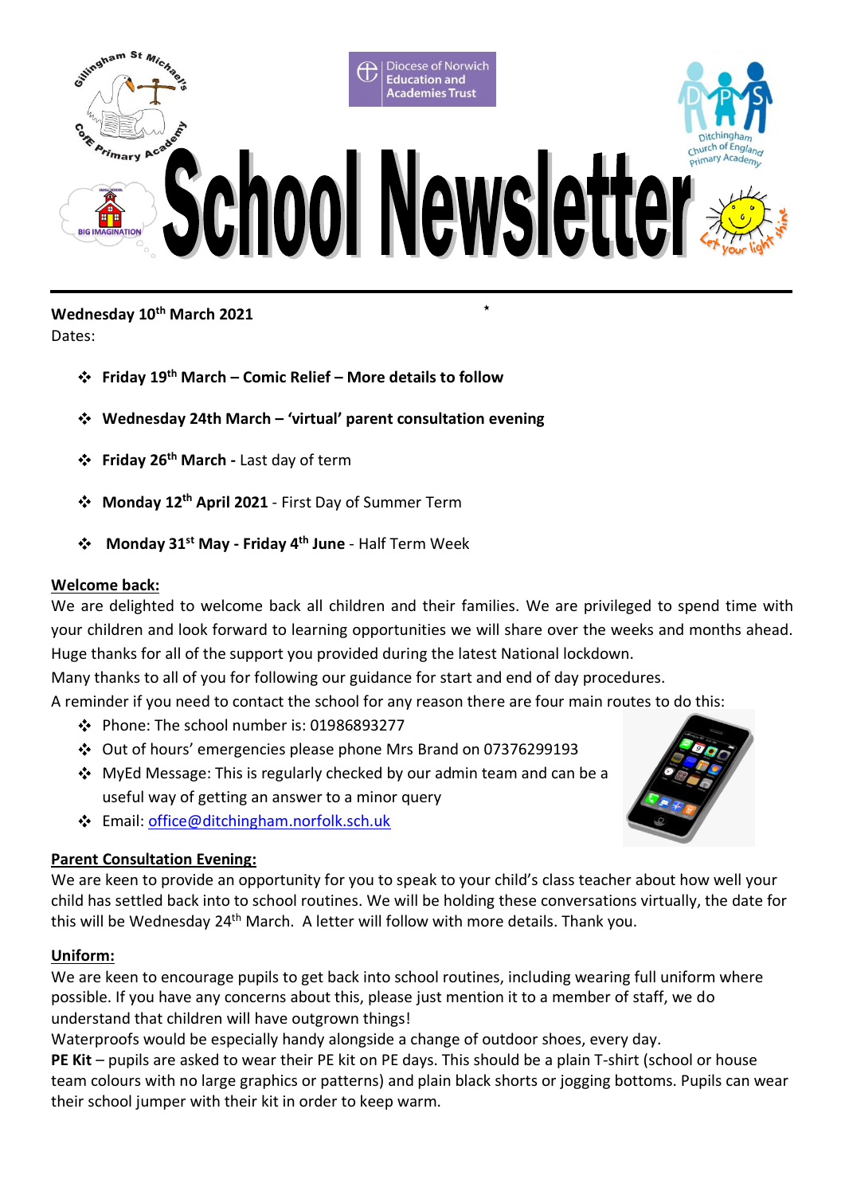# School Newsletter

**Wednesday 10th March 2021**

Dates:

- **Friday 19th March – Comic Relief – More details to follow**
- **Wednesday 24th March – 'virtual' parent consultation evening**
- **Friday 26th March -** Last day of term
- **Monday 12th April 2021** - First Day of Summer Term
- **Monday 31st May - Friday 4th June** - Half Term Week

## Welcome back:

We are delighted to welcome back all children and their families. We are privileged to spend time with your children and look forward to learning opportunities we will share over the weeks and months ahead. Huge thanks for all of the support you provided during the latest National lockdown.

Many thanks to all of you for following our guidance for start and end of day procedures.

A reminder if you need to contact the school for any reason there are four main routes to do this:

- Phone: The school number is: 01986893277
- Out of hours' emergencies please phone Mrs Brand on 07376299193
- MyEd Message: This is regularly checked by our admin team and can be a useful way of getting an answer to a minor query
- Email: office@ditchingham.norfolk.sch.uk

## Parent Consultation Evening:

We are keen to provide an opportunity for you to speak to your child's class teacher about how well your child has settled back into to school routines. We will be holding these conversations virtually, the date for this will be Wednesday 24th March. A letter will follow with more details. Thank you.

## Uniform:

We are keen to encourage pupils to get back into school routines, including wearing full uniform where possible. If you have any concerns about this, please just mention it to a member of staff, we do understand that children will have outgrown things!

Waterproofs would be especially handy alongside a change of outdoor shoes, every day.

**PE Kit** – pupils are asked to wear their PE kit on PE days. This should be a plain T-shirt (school or house team colours with no large graphics or patterns) and plain black shorts or jogging bottoms. Pupils can wear their school jumper with their kit in order to keep warm.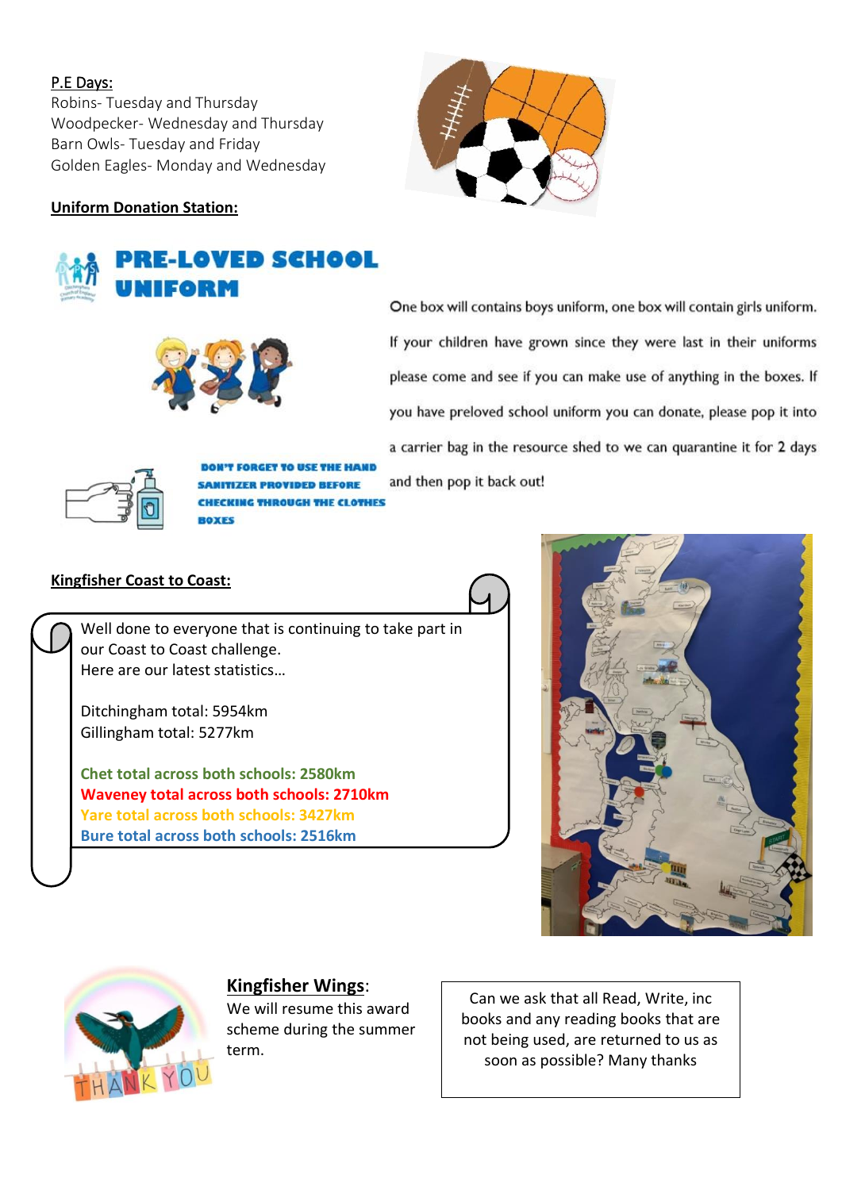**P.E Days:**

Robins- Tuesday and Thursday
Woodpecker- Wednesday and Thursday
Barn Owls- Tuesday and Friday
Golden Eagles- Monday and Wednesday

**Uniform Donation Station:**

**PRE-LOVED SCHOOL UNIFORM**

One box will contains boys uniform, one box will contain girls uniform. If your children have grown since they were last in their uniforms please come and see if you can make use of anything in the boxes. If you have preloved school uniform you can donate, please pop it into a carrier bag in the resource shed to we can quarantine it for 2 days and then pop it back out!

**DON'T FORGET TO USE THE HAND SANITIZER PROVIDED BEFORE CHECKING THROUGH THE CLOTHES BOXES**

**Kingfisher Coast to Coast:**

Well done to everyone that is continuing to take part in our Coast to Coast challenge.
Here are our latest statistics…

Ditchingham total: 5954km
Gillingham total: 5277km

**Chet total across both schools: 2580km**
**Waveney total across both schools: 2710km**
**Yare total across both schools: 3427km**
**Bure total across both schools: 2516km**

**Kingfisher Wings:**

We will resume this award scheme during the summer term.

Can we ask that all Read, Write, inc books and any reading books that are not being used, are returned to us as soon as possible? Many thanks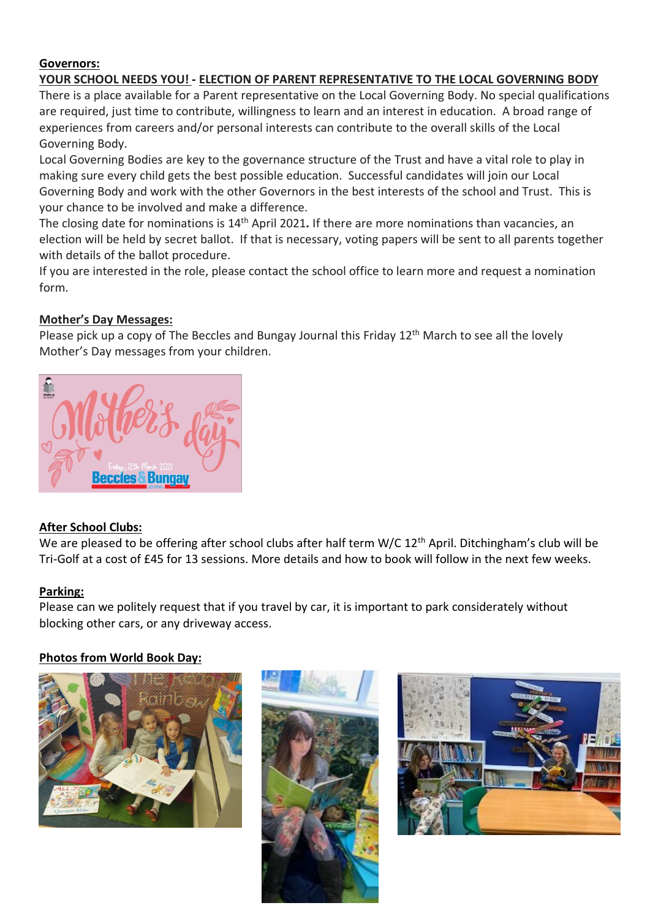**Governors:**

**YOUR SCHOOL NEEDS YOU! - ELECTION OF PARENT REPRESENTATIVE TO THE LOCAL GOVERNING BODY**

There is a place available for a Parent representative on the Local Governing Body. No special qualifications are required, just time to contribute, willingness to learn and an interest in education. A broad range of experiences from careers and/or personal interests can contribute to the overall skills of the Local Governing Body.

Local Governing Bodies are key to the governance structure of the Trust and have a vital role to play in making sure every child gets the best possible education. Successful candidates will join our Local Governing Body and work with the other Governors in the best interests of the school and Trust. This is your chance to be involved and make a difference.

The closing date for nominations is 14th April 2021**.** If there are more nominations than vacancies, an election will be held by secret ballot. If that is necessary, voting papers will be sent to all parents together with details of the ballot procedure.

If you are interested in the role, please contact the school office to learn more and request a nomination form.

**Mother's Day Messages:**

Please pick up a copy of The Beccles and Bungay Journal this Friday 12th March to see all the lovely Mother's Day messages from your children.

**After School Clubs:**

We are pleased to be offering after school clubs after half term W/C 12th April. Ditchingham's club will be Tri-Golf at a cost of £45 for 13 sessions. More details and how to book will follow in the next few weeks.

**Parking:**

Please can we politely request that if you travel by car, it is important to park considerately without blocking other cars, or any driveway access.

**Photos from World Book Day:**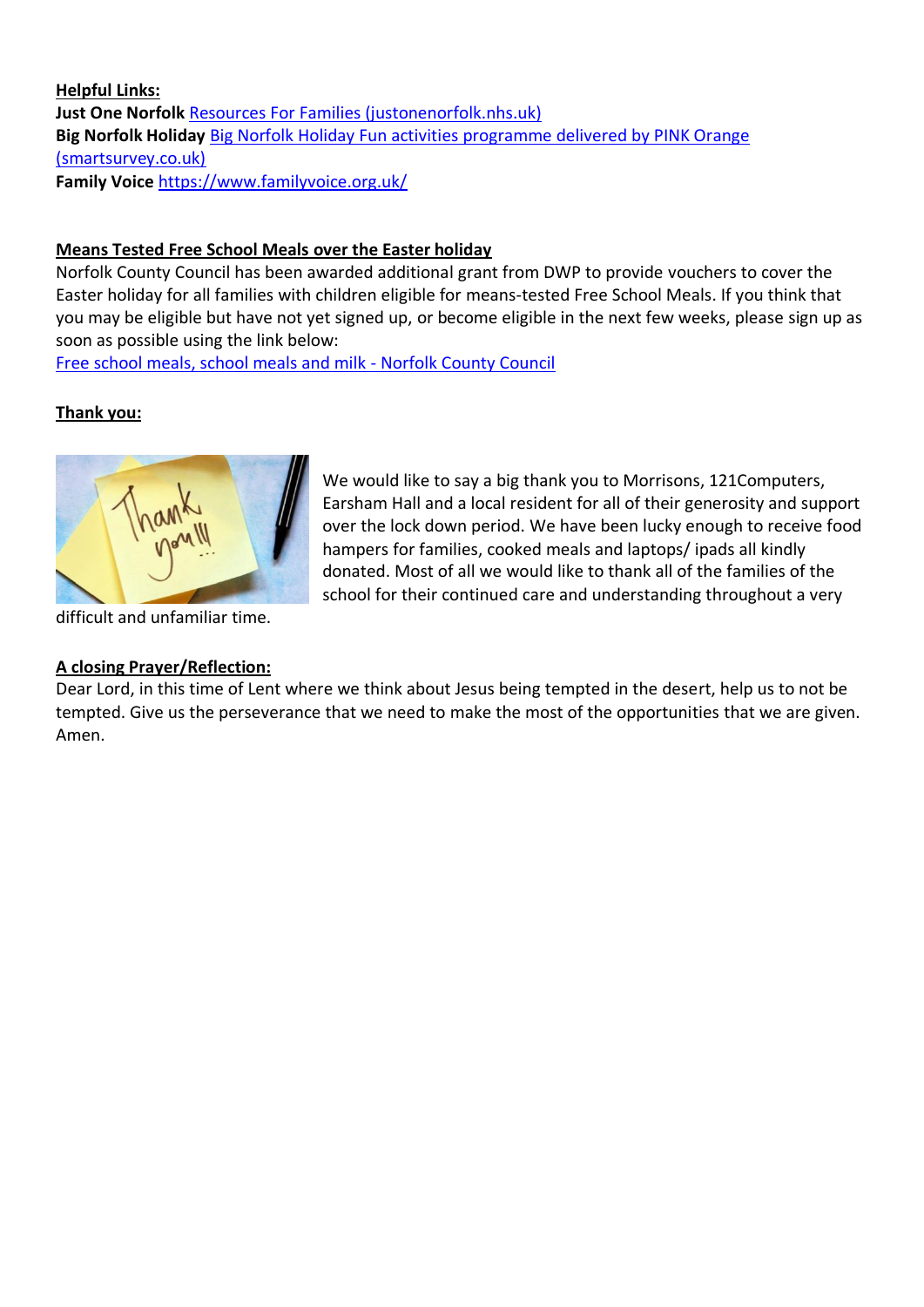**Helpful Links:**

**Just One Norfolk** Resources For Families (justonenorfolk.nhs.uk)

**Big Norfolk Holiday** Big Norfolk Holiday Fun activities programme delivered by PINK Orange (smartsurvey.co.uk)

**Family Voice** https://www.familyvoice.org.uk/

**Means Tested Free School Meals over the Easter holiday**

Norfolk County Council has been awarded additional grant from DWP to provide vouchers to cover the Easter holiday for all families with children eligible for means-tested Free School Meals. If you think that you may be eligible but have not yet signed up, or become eligible in the next few weeks, please sign up as soon as possible using the link below:

Free school meals, school meals and milk - Norfolk County Council

**Thank you:**

We would like to say a big thank you to Morrisons, 121Computers, Earsham Hall and a local resident for all of their generosity and support over the lock down period. We have been lucky enough to receive food hampers for families, cooked meals and laptops/ ipads all kindly donated. Most of all we would like to thank all of the families of the school for their continued care and understanding throughout a very difficult and unfamiliar time.

**A closing Prayer/Reflection:**

Dear Lord, in this time of Lent where we think about Jesus being tempted in the desert, help us to not be tempted. Give us the perseverance that we need to make the most of the opportunities that we are given. Amen.